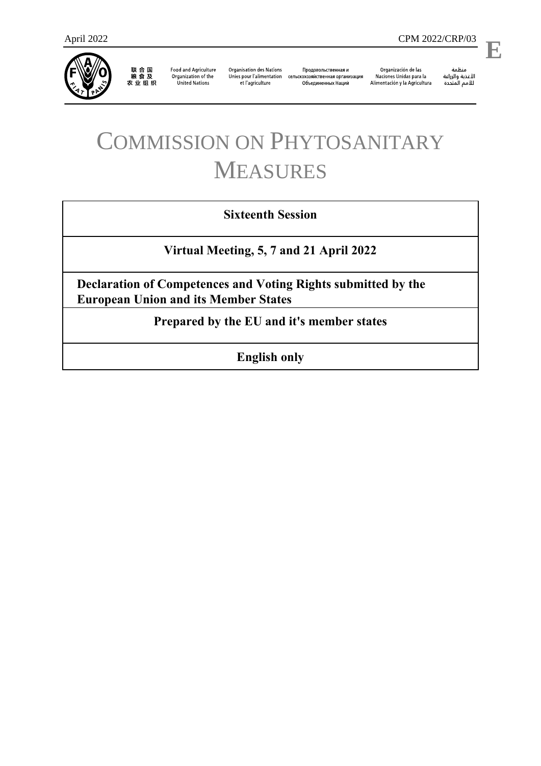April 2022 CPM 2022/CRP/03

**E**

联合国粮食及农业组织 | Food and Agriculture Organization of the United Nations | Organisation des Nations Unies pour l'alimentation et l'agriculture | Продовольственная и сельскохозяйственная организация Объединенных Наций | Organización de las Naciones Unidas para la Alimentación y la Agricultura | منظمة الأغذية والزراعة للأمم المتحدة

# COMMISSION ON PHYTOSANITARY MEASURES

| **Sixteenth Session** |
|---|
| **Virtual Meeting, 5, 7 and 21 April 2022** |
| **Declaration of Competences and Voting Rights submitted by the European Union and its Member States** |
| **Prepared by the EU and it's member states** |
| **English only** |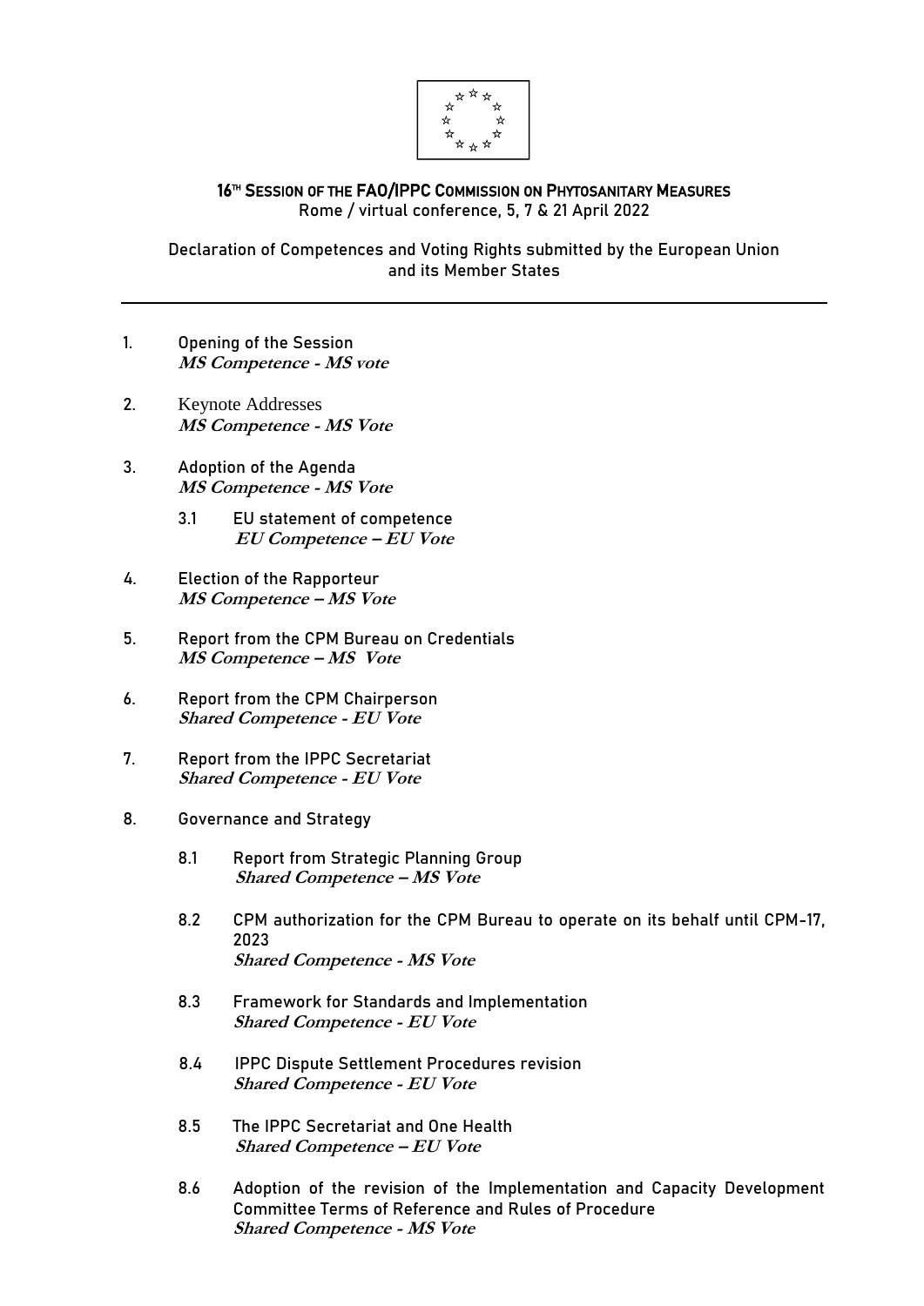**16TH SESSION OF THE FAO/IPPC COMMISSION ON PHYTOSANITARY MEASURES**
Rome / virtual conference, 5, 7 & 21 April 2022

Declaration of Competences and Voting Rights submitted by the European Union and its Member States

---

1. Opening of the Session
   ***MS Competence - MS vote***

2. Keynote Addresses
   ***MS Competence - MS Vote***

3. Adoption of the Agenda
   ***MS Competence - MS Vote***

   3.1 EU statement of competence
   ***EU Competence – EU Vote***

4. Election of the Rapporteur
   ***MS Competence – MS Vote***

5. Report from the CPM Bureau on Credentials
   ***MS Competence – MS Vote***

6. Report from the CPM Chairperson
   ***Shared Competence - EU Vote***

7. Report from the IPPC Secretariat
   ***Shared Competence - EU Vote***

8. Governance and Strategy

   8.1 Report from Strategic Planning Group
   ***Shared Competence – MS Vote***

   8.2 CPM authorization for the CPM Bureau to operate on its behalf until CPM-17, 2023
   ***Shared Competence - MS Vote***

   8.3 Framework for Standards and Implementation
   ***Shared Competence - EU Vote***

   8.4 IPPC Dispute Settlement Procedures revision
   ***Shared Competence - EU Vote***

   8.5 The IPPC Secretariat and One Health
   ***Shared Competence – EU Vote***

   8.6 Adoption of the revision of the Implementation and Capacity Development Committee Terms of Reference and Rules of Procedure
   ***Shared Competence - MS Vote***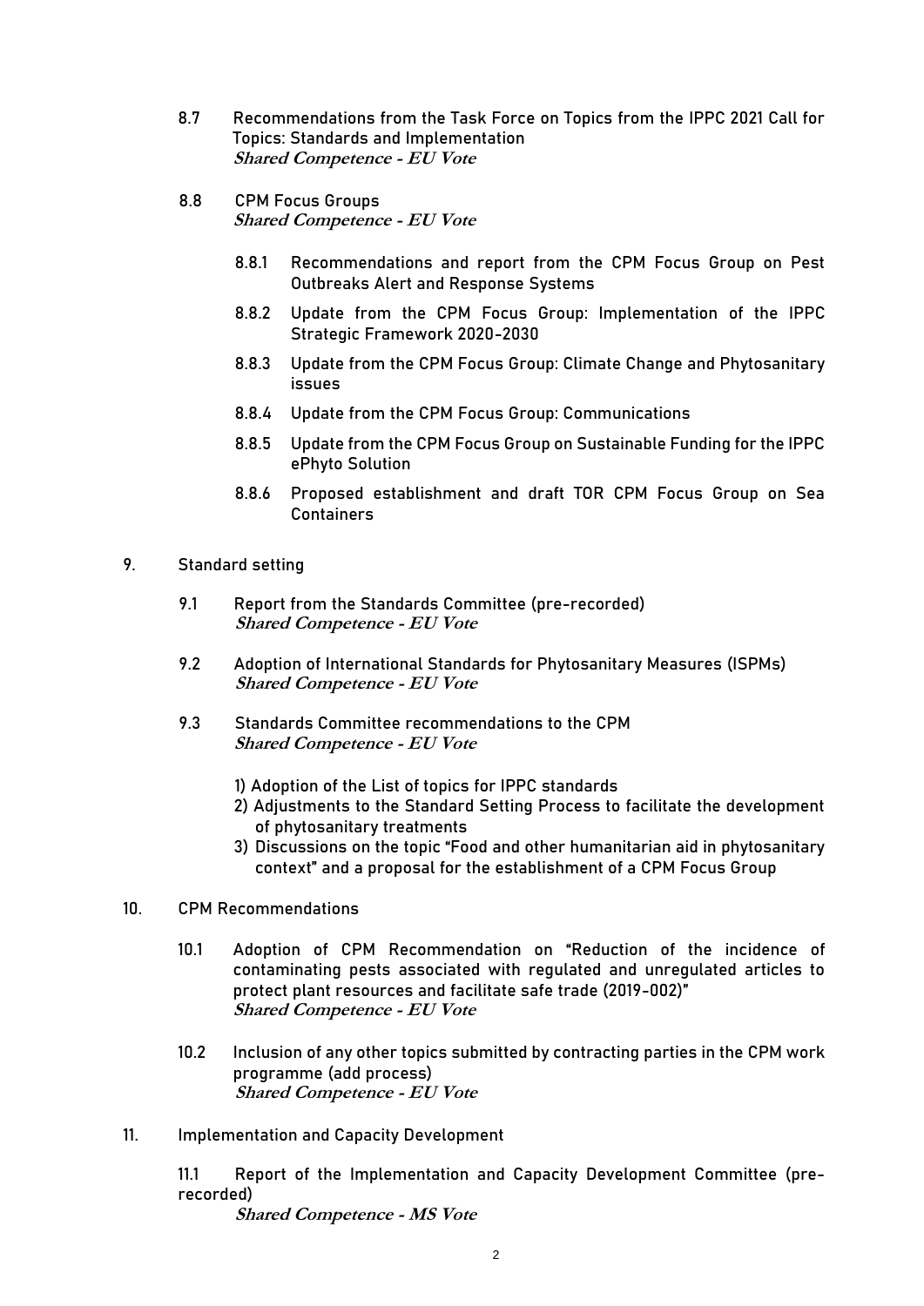8.7 Recommendations from the Task Force on Topics from the IPPC 2021 Call for Topics: Standards and Implementation
*Shared Competence - EU Vote*

8.8 CPM Focus Groups
*Shared Competence - EU Vote*

8.8.1 Recommendations and report from the CPM Focus Group on Pest Outbreaks Alert and Response Systems

8.8.2 Update from the CPM Focus Group: Implementation of the IPPC Strategic Framework 2020-2030

8.8.3 Update from the CPM Focus Group: Climate Change and Phytosanitary issues

8.8.4 Update from the CPM Focus Group: Communications

8.8.5 Update from the CPM Focus Group on Sustainable Funding for the IPPC ePhyto Solution

8.8.6 Proposed establishment and draft TOR CPM Focus Group on Sea Containers

9. Standard setting

9.1 Report from the Standards Committee (pre-recorded)
*Shared Competence - EU Vote*

9.2 Adoption of International Standards for Phytosanitary Measures (ISPMs)
*Shared Competence - EU Vote*

9.3 Standards Committee recommendations to the CPM
*Shared Competence - EU Vote*

1) Adoption of the List of topics for IPPC standards
2) Adjustments to the Standard Setting Process to facilitate the development of phytosanitary treatments
3) Discussions on the topic "Food and other humanitarian aid in phytosanitary context" and a proposal for the establishment of a CPM Focus Group

10. CPM Recommendations

10.1 Adoption of CPM Recommendation on "Reduction of the incidence of contaminating pests associated with regulated and unregulated articles to protect plant resources and facilitate safe trade (2019-002)"
*Shared Competence - EU Vote*

10.2 Inclusion of any other topics submitted by contracting parties in the CPM work programme (add process)
*Shared Competence - EU Vote*

11. Implementation and Capacity Development

11.1 Report of the Implementation and Capacity Development Committee (pre-recorded)
*Shared Competence - MS Vote*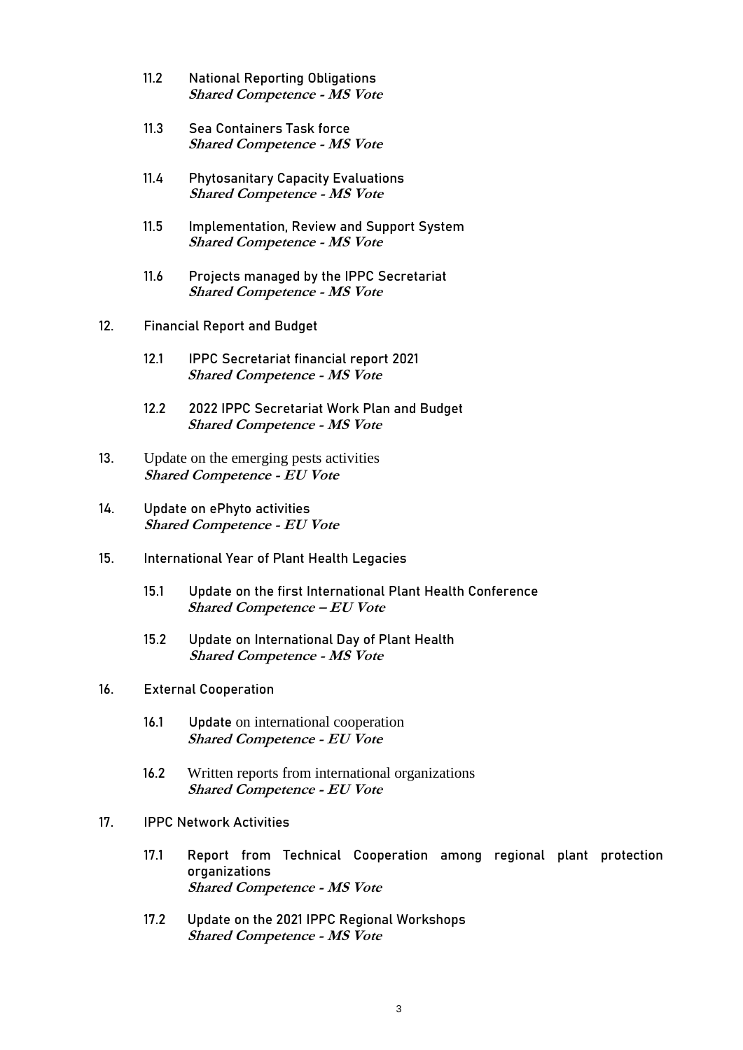11.2 National Reporting Obligations
***Shared Competence - MS Vote***

11.3 Sea Containers Task force
***Shared Competence - MS Vote***

11.4 Phytosanitary Capacity Evaluations
***Shared Competence - MS Vote***

11.5 Implementation, Review and Support System
***Shared Competence - MS Vote***

11.6 Projects managed by the IPPC Secretariat
***Shared Competence - MS Vote***

12. Financial Report and Budget

12.1 IPPC Secretariat financial report 2021
***Shared Competence - MS Vote***

12.2 2022 IPPC Secretariat Work Plan and Budget
***Shared Competence - MS Vote***

13. Update on the emerging pests activities
***Shared Competence - EU Vote***

14. Update on ePhyto activities
***Shared Competence - EU Vote***

15. International Year of Plant Health Legacies

15.1 Update on the first International Plant Health Conference
***Shared Competence – EU Vote***

15.2 Update on International Day of Plant Health
***Shared Competence - MS Vote***

16. External Cooperation

16.1 Update on international cooperation
***Shared Competence - EU Vote***

16.2 Written reports from international organizations
***Shared Competence - EU Vote***

17. IPPC Network Activities

17.1 Report from Technical Cooperation among regional plant protection organizations
***Shared Competence - MS Vote***

17.2 Update on the 2021 IPPC Regional Workshops
***Shared Competence - MS Vote***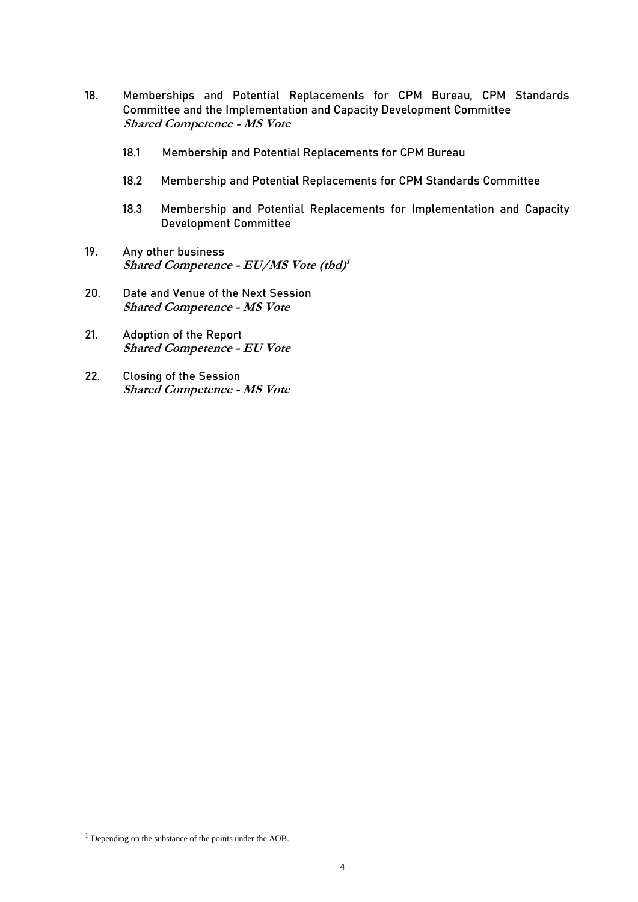18. Memberships and Potential Replacements for CPM Bureau, CPM Standards Committee and the Implementation and Capacity Development Committee
***Shared Competence - MS Vote***

    18.1 Membership and Potential Replacements for CPM Bureau

    18.2 Membership and Potential Replacements for CPM Standards Committee

    18.3 Membership and Potential Replacements for Implementation and Capacity Development Committee

19. Any other business
***Shared Competence - EU/MS Vote (tbd)***[1]

20. Date and Venue of the Next Session
***Shared Competence - MS Vote***

21. Adoption of the Report
***Shared Competence - EU Vote***

22. Closing of the Session
***Shared Competence - MS Vote***

---

[1] Depending on the substance of the points under the AOB.